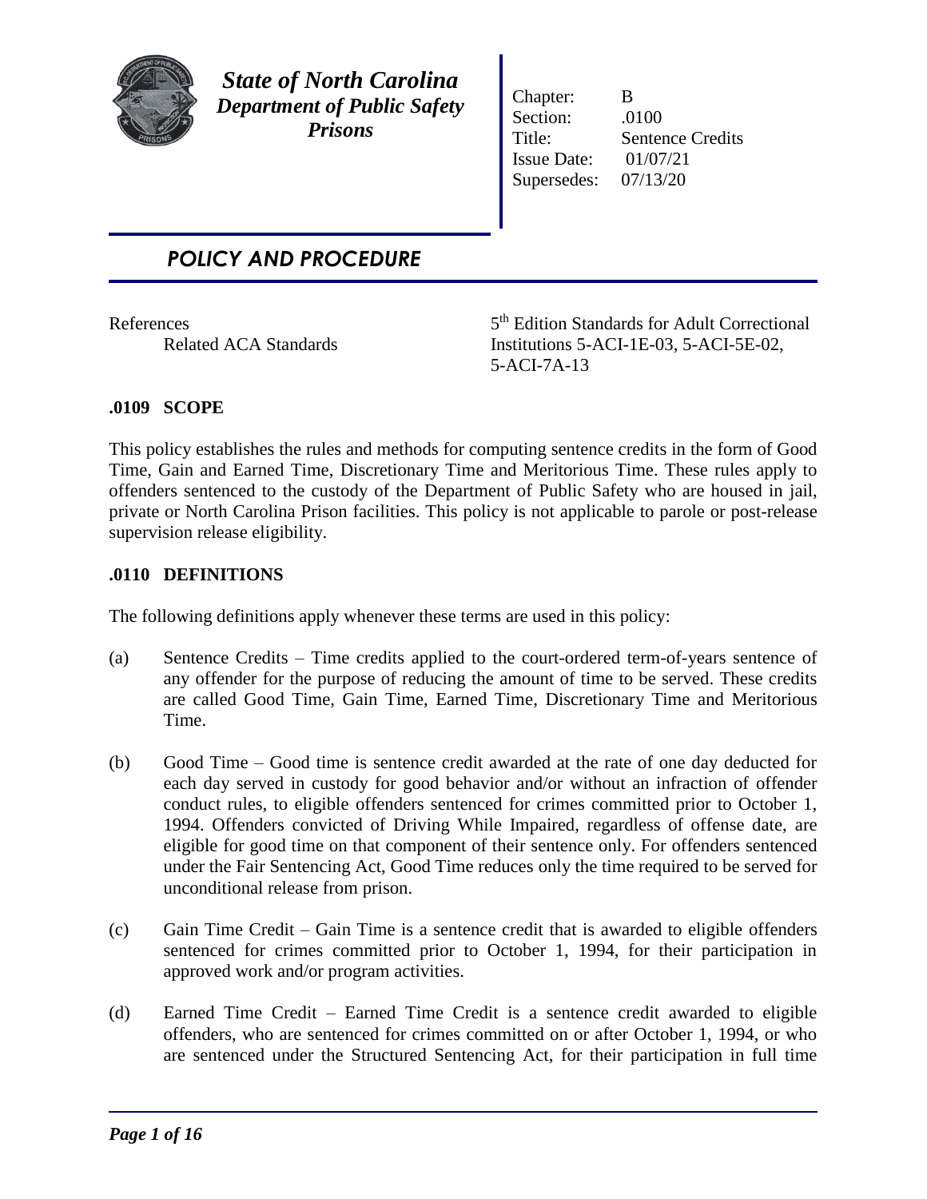***State of North Carolina***
***Department of Public Safety***
***Prisons***

| | |
|---|---|
| Chapter: | B |
| Section: | .0100 |
| Title: | Sentence Credits |
| Issue Date: | 01/07/21 |
| Supersedes: | 07/13/20 |

## *POLICY AND PROCEDURE*

References
Related ACA Standards — 5th Edition Standards for Adult Correctional Institutions 5-ACI-1E-03, 5-ACI-5E-02, 5-ACI-7A-13

### .0109 SCOPE

This policy establishes the rules and methods for computing sentence credits in the form of Good Time, Gain and Earned Time, Discretionary Time and Meritorious Time. These rules apply to offenders sentenced to the custody of the Department of Public Safety who are housed in jail, private or North Carolina Prison facilities. This policy is not applicable to parole or post-release supervision release eligibility.

### .0110 DEFINITIONS

The following definitions apply whenever these terms are used in this policy:

(a) Sentence Credits – Time credits applied to the court-ordered term-of-years sentence of any offender for the purpose of reducing the amount of time to be served. These credits are called Good Time, Gain Time, Earned Time, Discretionary Time and Meritorious Time.

(b) Good Time – Good time is sentence credit awarded at the rate of one day deducted for each day served in custody for good behavior and/or without an infraction of offender conduct rules, to eligible offenders sentenced for crimes committed prior to October 1, 1994. Offenders convicted of Driving While Impaired, regardless of offense date, are eligible for good time on that component of their sentence only. For offenders sentenced under the Fair Sentencing Act, Good Time reduces only the time required to be served for unconditional release from prison.

(c) Gain Time Credit – Gain Time is a sentence credit that is awarded to eligible offenders sentenced for crimes committed prior to October 1, 1994, for their participation in approved work and/or program activities.

(d) Earned Time Credit – Earned Time Credit is a sentence credit awarded to eligible offenders, who are sentenced for crimes committed on or after October 1, 1994, or who are sentenced under the Structured Sentencing Act, for their participation in full time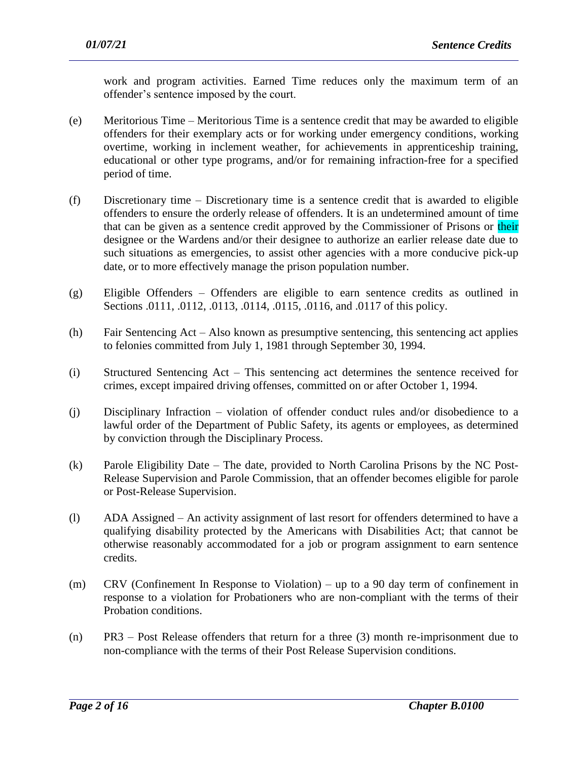work and program activities. Earned Time reduces only the maximum term of an offender's sentence imposed by the court.

(e) Meritorious Time – Meritorious Time is a sentence credit that may be awarded to eligible offenders for their exemplary acts or for working under emergency conditions, working overtime, working in inclement weather, for achievements in apprenticeship training, educational or other type programs, and/or for remaining infraction-free for a specified period of time.

(f) Discretionary time – Discretionary time is a sentence credit that is awarded to eligible offenders to ensure the orderly release of offenders. It is an undetermined amount of time that can be given as a sentence credit approved by the Commissioner of Prisons or their designee or the Wardens and/or their designee to authorize an earlier release date due to such situations as emergencies, to assist other agencies with a more conducive pick-up date, or to more effectively manage the prison population number.

(g) Eligible Offenders – Offenders are eligible to earn sentence credits as outlined in Sections .0111, .0112, .0113, .0114, .0115, .0116, and .0117 of this policy.

(h) Fair Sentencing Act – Also known as presumptive sentencing, this sentencing act applies to felonies committed from July 1, 1981 through September 30, 1994.

(i) Structured Sentencing Act – This sentencing act determines the sentence received for crimes, except impaired driving offenses, committed on or after October 1, 1994.

(j) Disciplinary Infraction – violation of offender conduct rules and/or disobedience to a lawful order of the Department of Public Safety, its agents or employees, as determined by conviction through the Disciplinary Process.

(k) Parole Eligibility Date – The date, provided to North Carolina Prisons by the NC Post-Release Supervision and Parole Commission, that an offender becomes eligible for parole or Post-Release Supervision.

(l) ADA Assigned – An activity assignment of last resort for offenders determined to have a qualifying disability protected by the Americans with Disabilities Act; that cannot be otherwise reasonably accommodated for a job or program assignment to earn sentence credits.

(m) CRV (Confinement In Response to Violation) – up to a 90 day term of confinement in response to a violation for Probationers who are non-compliant with the terms of their Probation conditions.

(n) PR3 – Post Release offenders that return for a three (3) month re-imprisonment due to non-compliance with the terms of their Post Release Supervision conditions.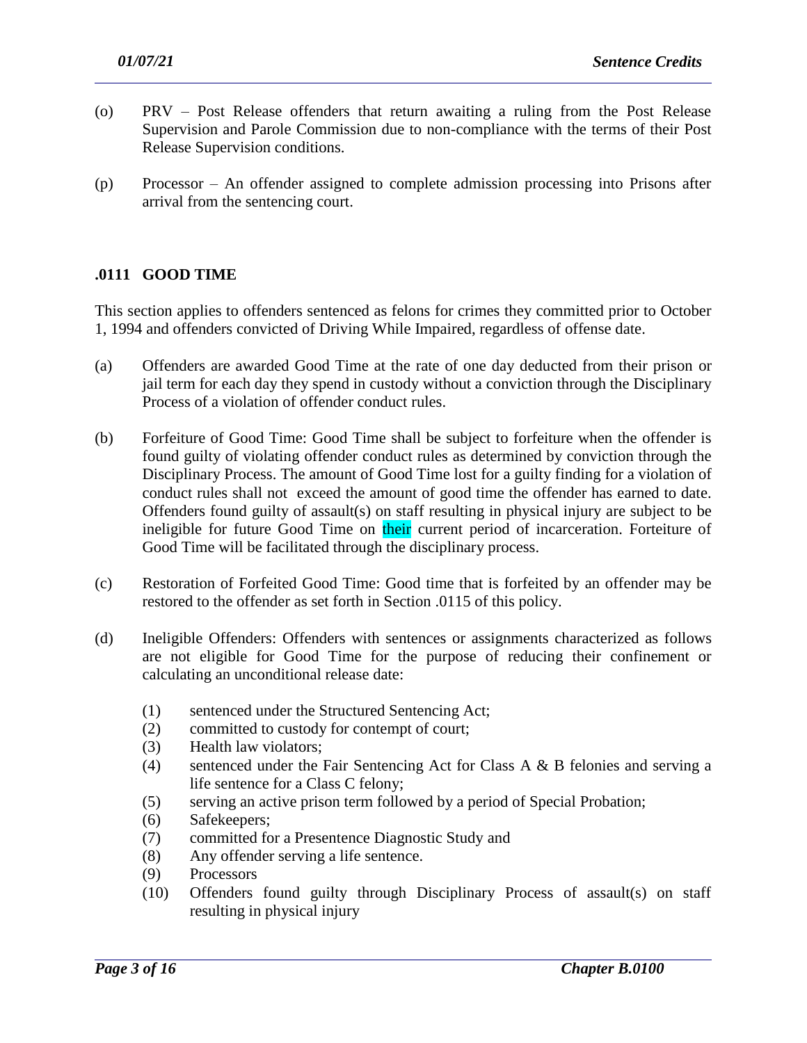(o) PRV – Post Release offenders that return awaiting a ruling from the Post Release Supervision and Parole Commission due to non-compliance with the terms of their Post Release Supervision conditions.

(p) Processor – An offender assigned to complete admission processing into Prisons after arrival from the sentencing court.

## .0111 GOOD TIME

This section applies to offenders sentenced as felons for crimes they committed prior to October 1, 1994 and offenders convicted of Driving While Impaired, regardless of offense date.

(a) Offenders are awarded Good Time at the rate of one day deducted from their prison or jail term for each day they spend in custody without a conviction through the Disciplinary Process of a violation of offender conduct rules.

(b) Forfeiture of Good Time: Good Time shall be subject to forfeiture when the offender is found guilty of violating offender conduct rules as determined by conviction through the Disciplinary Process. The amount of Good Time lost for a guilty finding for a violation of conduct rules shall not exceed the amount of good time the offender has earned to date. Offenders found guilty of assault(s) on staff resulting in physical injury are subject to be ineligible for future Good Time on their current period of incarceration. Forteiture of Good Time will be facilitated through the disciplinary process.

(c) Restoration of Forfeited Good Time: Good time that is forfeited by an offender may be restored to the offender as set forth in Section .0115 of this policy.

(d) Ineligible Offenders: Offenders with sentences or assignments characterized as follows are not eligible for Good Time for the purpose of reducing their confinement or calculating an unconditional release date:

   (1) sentenced under the Structured Sentencing Act;
   (2) committed to custody for contempt of court;
   (3) Health law violators;
   (4) sentenced under the Fair Sentencing Act for Class A & B felonies and serving a life sentence for a Class C felony;
   (5) serving an active prison term followed by a period of Special Probation;
   (6) Safekeepers;
   (7) committed for a Presentence Diagnostic Study and
   (8) Any offender serving a life sentence.
   (9) Processors
   (10) Offenders found guilty through Disciplinary Process of assault(s) on staff resulting in physical injury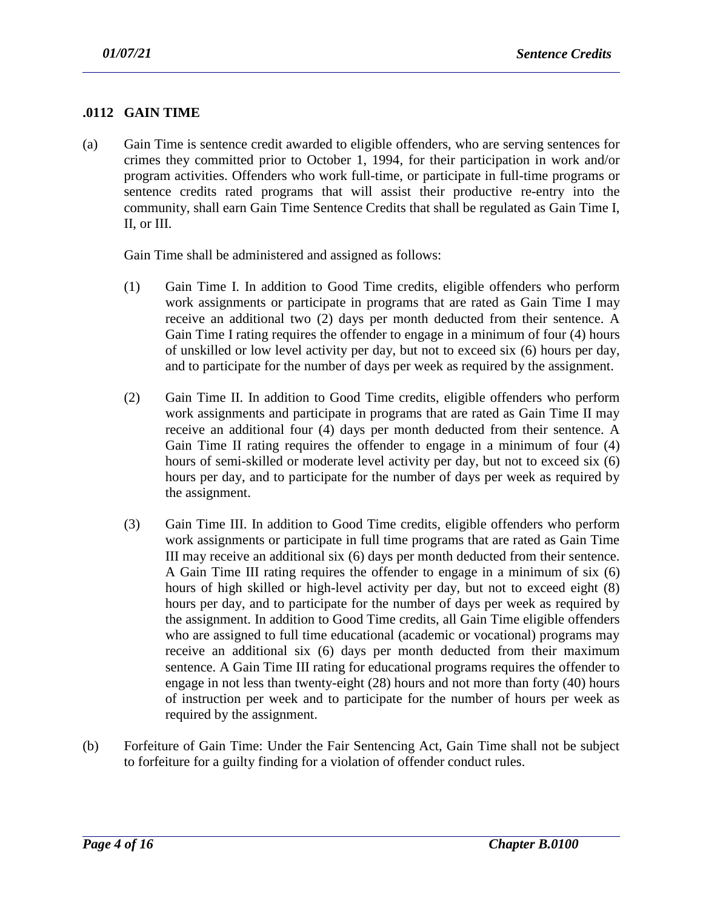## .0112 GAIN TIME

(a) Gain Time is sentence credit awarded to eligible offenders, who are serving sentences for crimes they committed prior to October 1, 1994, for their participation in work and/or program activities. Offenders who work full-time, or participate in full-time programs or sentence credits rated programs that will assist their productive re-entry into the community, shall earn Gain Time Sentence Credits that shall be regulated as Gain Time I, II, or III.

Gain Time shall be administered and assigned as follows:

(1) Gain Time I. In addition to Good Time credits, eligible offenders who perform work assignments or participate in programs that are rated as Gain Time I may receive an additional two (2) days per month deducted from their sentence. A Gain Time I rating requires the offender to engage in a minimum of four (4) hours of unskilled or low level activity per day, but not to exceed six (6) hours per day, and to participate for the number of days per week as required by the assignment.

(2) Gain Time II. In addition to Good Time credits, eligible offenders who perform work assignments and participate in programs that are rated as Gain Time II may receive an additional four (4) days per month deducted from their sentence. A Gain Time II rating requires the offender to engage in a minimum of four (4) hours of semi-skilled or moderate level activity per day, but not to exceed six (6) hours per day, and to participate for the number of days per week as required by the assignment.

(3) Gain Time III. In addition to Good Time credits, eligible offenders who perform work assignments or participate in full time programs that are rated as Gain Time III may receive an additional six (6) days per month deducted from their sentence. A Gain Time III rating requires the offender to engage in a minimum of six (6) hours of high skilled or high-level activity per day, but not to exceed eight (8) hours per day, and to participate for the number of days per week as required by the assignment. In addition to Good Time credits, all Gain Time eligible offenders who are assigned to full time educational (academic or vocational) programs may receive an additional six (6) days per month deducted from their maximum sentence. A Gain Time III rating for educational programs requires the offender to engage in not less than twenty-eight (28) hours and not more than forty (40) hours of instruction per week and to participate for the number of hours per week as required by the assignment.

(b) Forfeiture of Gain Time: Under the Fair Sentencing Act, Gain Time shall not be subject to forfeiture for a guilty finding for a violation of offender conduct rules.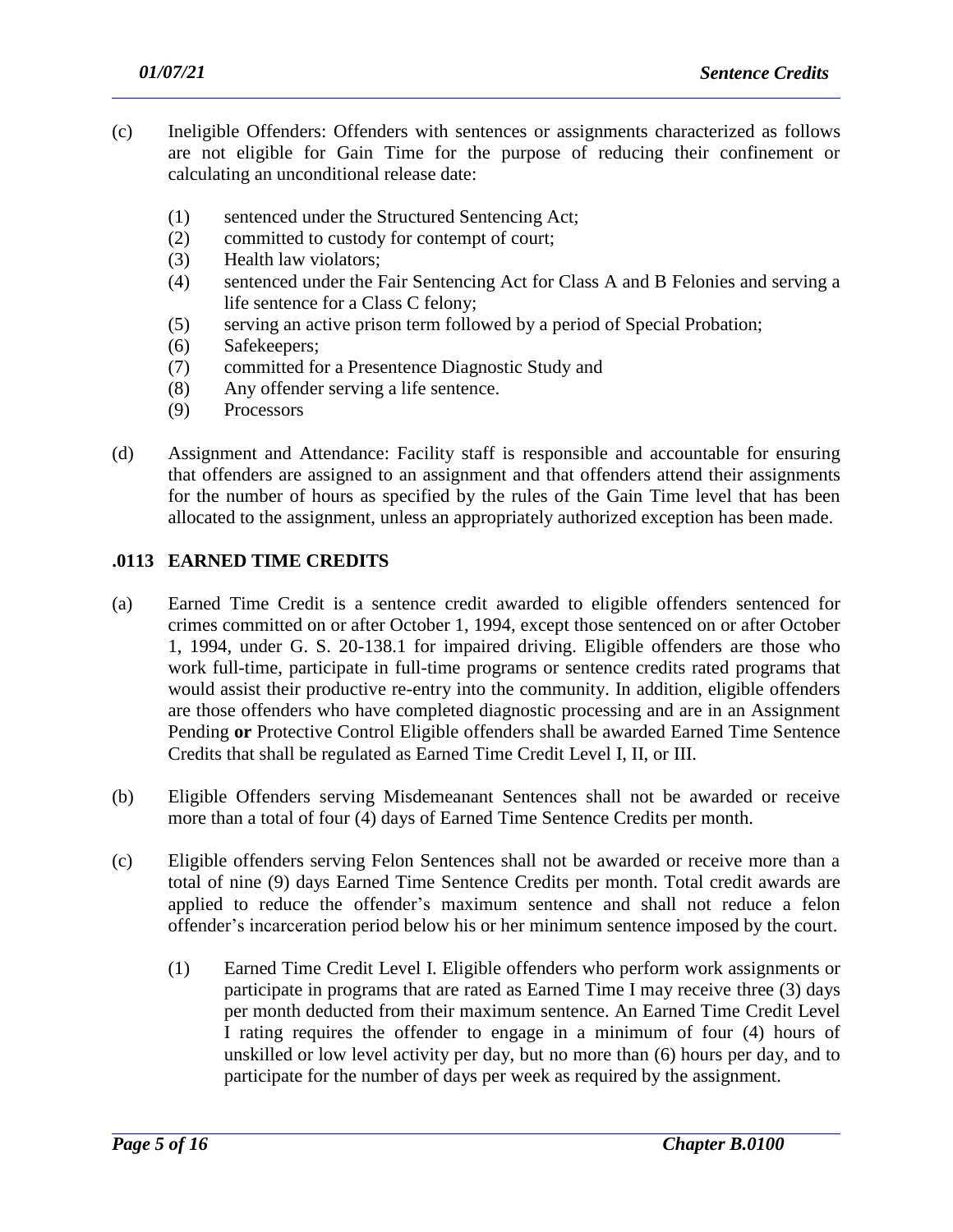(c) Ineligible Offenders: Offenders with sentences or assignments characterized as follows are not eligible for Gain Time for the purpose of reducing their confinement or calculating an unconditional release date:

   (1) sentenced under the Structured Sentencing Act;
   (2) committed to custody for contempt of court;
   (3) Health law violators;
   (4) sentenced under the Fair Sentencing Act for Class A and B Felonies and serving a life sentence for a Class C felony;
   (5) serving an active prison term followed by a period of Special Probation;
   (6) Safekeepers;
   (7) committed for a Presentence Diagnostic Study and
   (8) Any offender serving a life sentence.
   (9) Processors

(d) Assignment and Attendance: Facility staff is responsible and accountable for ensuring that offenders are assigned to an assignment and that offenders attend their assignments for the number of hours as specified by the rules of the Gain Time level that has been allocated to the assignment, unless an appropriately authorized exception has been made.

## .0113 EARNED TIME CREDITS

(a) Earned Time Credit is a sentence credit awarded to eligible offenders sentenced for crimes committed on or after October 1, 1994, except those sentenced on or after October 1, 1994, under G. S. 20-138.1 for impaired driving. Eligible offenders are those who work full-time, participate in full-time programs or sentence credits rated programs that would assist their productive re-entry into the community. In addition, eligible offenders are those offenders who have completed diagnostic processing and are in an Assignment Pending **or** Protective Control Eligible offenders shall be awarded Earned Time Sentence Credits that shall be regulated as Earned Time Credit Level I, II, or III.

(b) Eligible Offenders serving Misdemeanant Sentences shall not be awarded or receive more than a total of four (4) days of Earned Time Sentence Credits per month.

(c) Eligible offenders serving Felon Sentences shall not be awarded or receive more than a total of nine (9) days Earned Time Sentence Credits per month. Total credit awards are applied to reduce the offender's maximum sentence and shall not reduce a felon offender's incarceration period below his or her minimum sentence imposed by the court.

   (1) Earned Time Credit Level I. Eligible offenders who perform work assignments or participate in programs that are rated as Earned Time I may receive three (3) days per month deducted from their maximum sentence. An Earned Time Credit Level I rating requires the offender to engage in a minimum of four (4) hours of unskilled or low level activity per day, but no more than (6) hours per day, and to participate for the number of days per week as required by the assignment.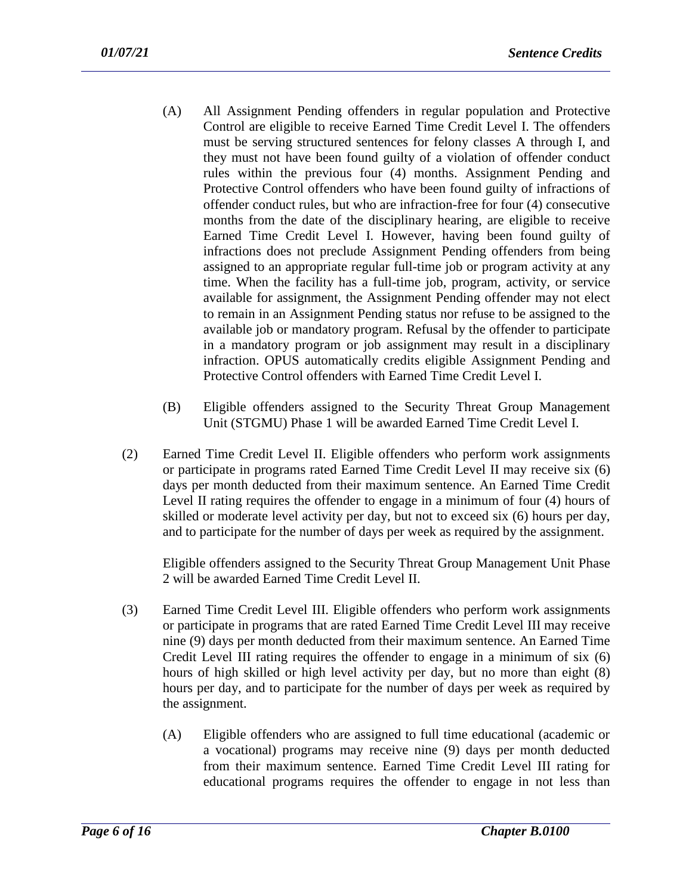(A) All Assignment Pending offenders in regular population and Protective Control are eligible to receive Earned Time Credit Level I. The offenders must be serving structured sentences for felony classes A through I, and they must not have been found guilty of a violation of offender conduct rules within the previous four (4) months. Assignment Pending and Protective Control offenders who have been found guilty of infractions of offender conduct rules, but who are infraction-free for four (4) consecutive months from the date of the disciplinary hearing, are eligible to receive Earned Time Credit Level I. However, having been found guilty of infractions does not preclude Assignment Pending offenders from being assigned to an appropriate regular full-time job or program activity at any time. When the facility has a full-time job, program, activity, or service available for assignment, the Assignment Pending offender may not elect to remain in an Assignment Pending status nor refuse to be assigned to the available job or mandatory program. Refusal by the offender to participate in a mandatory program or job assignment may result in a disciplinary infraction. OPUS automatically credits eligible Assignment Pending and Protective Control offenders with Earned Time Credit Level I.

(B) Eligible offenders assigned to the Security Threat Group Management Unit (STGMU) Phase 1 will be awarded Earned Time Credit Level I.

(2) Earned Time Credit Level II. Eligible offenders who perform work assignments or participate in programs rated Earned Time Credit Level II may receive six (6) days per month deducted from their maximum sentence. An Earned Time Credit Level II rating requires the offender to engage in a minimum of four (4) hours of skilled or moderate level activity per day, but not to exceed six (6) hours per day, and to participate for the number of days per week as required by the assignment.

Eligible offenders assigned to the Security Threat Group Management Unit Phase 2 will be awarded Earned Time Credit Level II.

(3) Earned Time Credit Level III. Eligible offenders who perform work assignments or participate in programs that are rated Earned Time Credit Level III may receive nine (9) days per month deducted from their maximum sentence. An Earned Time Credit Level III rating requires the offender to engage in a minimum of six (6) hours of high skilled or high level activity per day, but no more than eight (8) hours per day, and to participate for the number of days per week as required by the assignment.

(A) Eligible offenders who are assigned to full time educational (academic or a vocational) programs may receive nine (9) days per month deducted from their maximum sentence. Earned Time Credit Level III rating for educational programs requires the offender to engage in not less than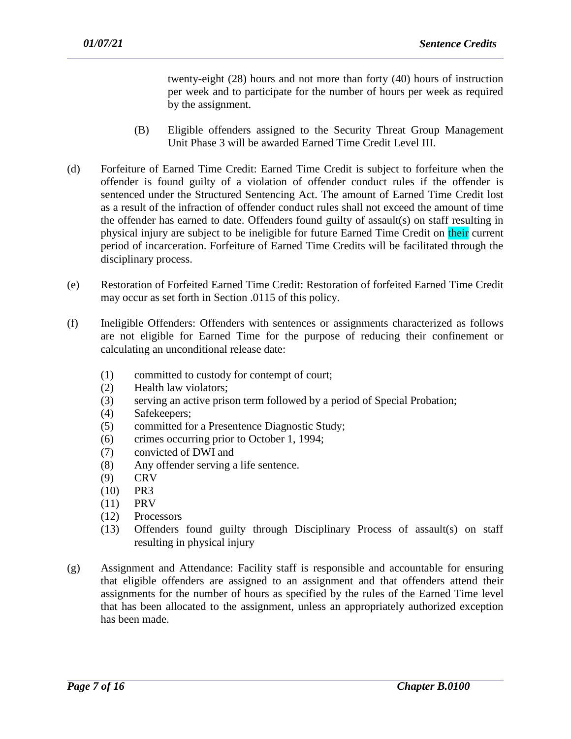twenty-eight (28) hours and not more than forty (40) hours of instruction per week and to participate for the number of hours per week as required by the assignment.

(B) Eligible offenders assigned to the Security Threat Group Management Unit Phase 3 will be awarded Earned Time Credit Level III.

(d) Forfeiture of Earned Time Credit: Earned Time Credit is subject to forfeiture when the offender is found guilty of a violation of offender conduct rules if the offender is sentenced under the Structured Sentencing Act. The amount of Earned Time Credit lost as a result of the infraction of offender conduct rules shall not exceed the amount of time the offender has earned to date. Offenders found guilty of assault(s) on staff resulting in physical injury are subject to be ineligible for future Earned Time Credit on their current period of incarceration. Forfeiture of Earned Time Credits will be facilitated through the disciplinary process.

(e) Restoration of Forfeited Earned Time Credit: Restoration of forfeited Earned Time Credit may occur as set forth in Section .0115 of this policy.

(f) Ineligible Offenders: Offenders with sentences or assignments characterized as follows are not eligible for Earned Time for the purpose of reducing their confinement or calculating an unconditional release date:

(1) committed to custody for contempt of court;
(2) Health law violators;
(3) serving an active prison term followed by a period of Special Probation;
(4) Safekeepers;
(5) committed for a Presentence Diagnostic Study;
(6) crimes occurring prior to October 1, 1994;
(7) convicted of DWI and
(8) Any offender serving a life sentence.
(9) CRV
(10) PR3
(11) PRV
(12) Processors
(13) Offenders found guilty through Disciplinary Process of assault(s) on staff resulting in physical injury

(g) Assignment and Attendance: Facility staff is responsible and accountable for ensuring that eligible offenders are assigned to an assignment and that offenders attend their assignments for the number of hours as specified by the rules of the Earned Time level that has been allocated to the assignment, unless an appropriately authorized exception has been made.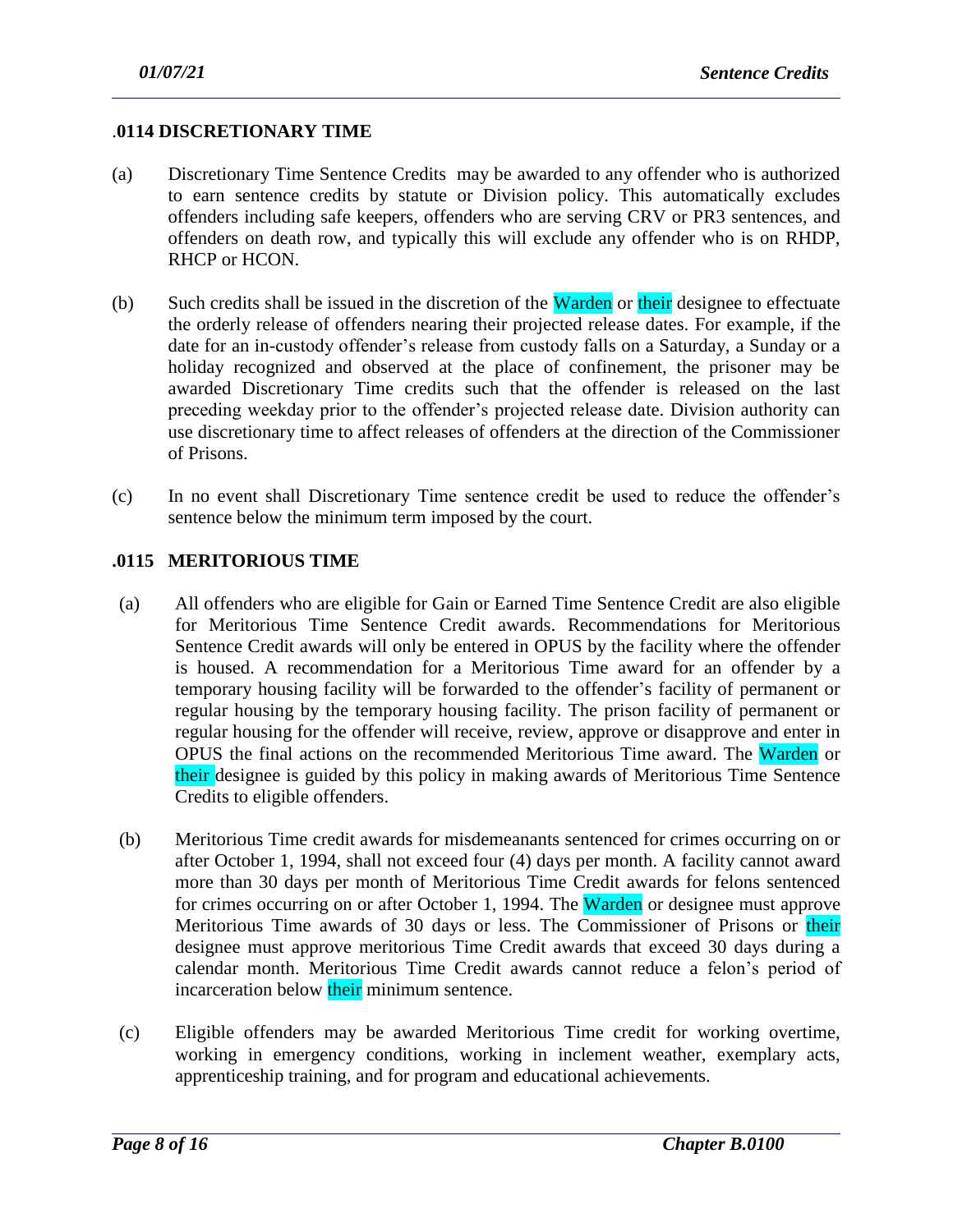## .0114 DISCRETIONARY TIME

(a) Discretionary Time Sentence Credits may be awarded to any offender who is authorized to earn sentence credits by statute or Division policy. This automatically excludes offenders including safe keepers, offenders who are serving CRV or PR3 sentences, and offenders on death row, and typically this will exclude any offender who is on RHDP, RHCP or HCON.

(b) Such credits shall be issued in the discretion of the Warden or their designee to effectuate the orderly release of offenders nearing their projected release dates. For example, if the date for an in-custody offender's release from custody falls on a Saturday, a Sunday or a holiday recognized and observed at the place of confinement, the prisoner may be awarded Discretionary Time credits such that the offender is released on the last preceding weekday prior to the offender's projected release date. Division authority can use discretionary time to affect releases of offenders at the direction of the Commissioner of Prisons.

(c) In no event shall Discretionary Time sentence credit be used to reduce the offender's sentence below the minimum term imposed by the court.

## .0115 MERITORIOUS TIME

(a) All offenders who are eligible for Gain or Earned Time Sentence Credit are also eligible for Meritorious Time Sentence Credit awards. Recommendations for Meritorious Sentence Credit awards will only be entered in OPUS by the facility where the offender is housed. A recommendation for a Meritorious Time award for an offender by a temporary housing facility will be forwarded to the offender's facility of permanent or regular housing by the temporary housing facility. The prison facility of permanent or regular housing for the offender will receive, review, approve or disapprove and enter in OPUS the final actions on the recommended Meritorious Time award. The Warden or their designee is guided by this policy in making awards of Meritorious Time Sentence Credits to eligible offenders.

(b) Meritorious Time credit awards for misdemeanants sentenced for crimes occurring on or after October 1, 1994, shall not exceed four (4) days per month. A facility cannot award more than 30 days per month of Meritorious Time Credit awards for felons sentenced for crimes occurring on or after October 1, 1994. The Warden or designee must approve Meritorious Time awards of 30 days or less. The Commissioner of Prisons or their designee must approve meritorious Time Credit awards that exceed 30 days during a calendar month. Meritorious Time Credit awards cannot reduce a felon's period of incarceration below their minimum sentence.

(c) Eligible offenders may be awarded Meritorious Time credit for working overtime, working in emergency conditions, working in inclement weather, exemplary acts, apprenticeship training, and for program and educational achievements.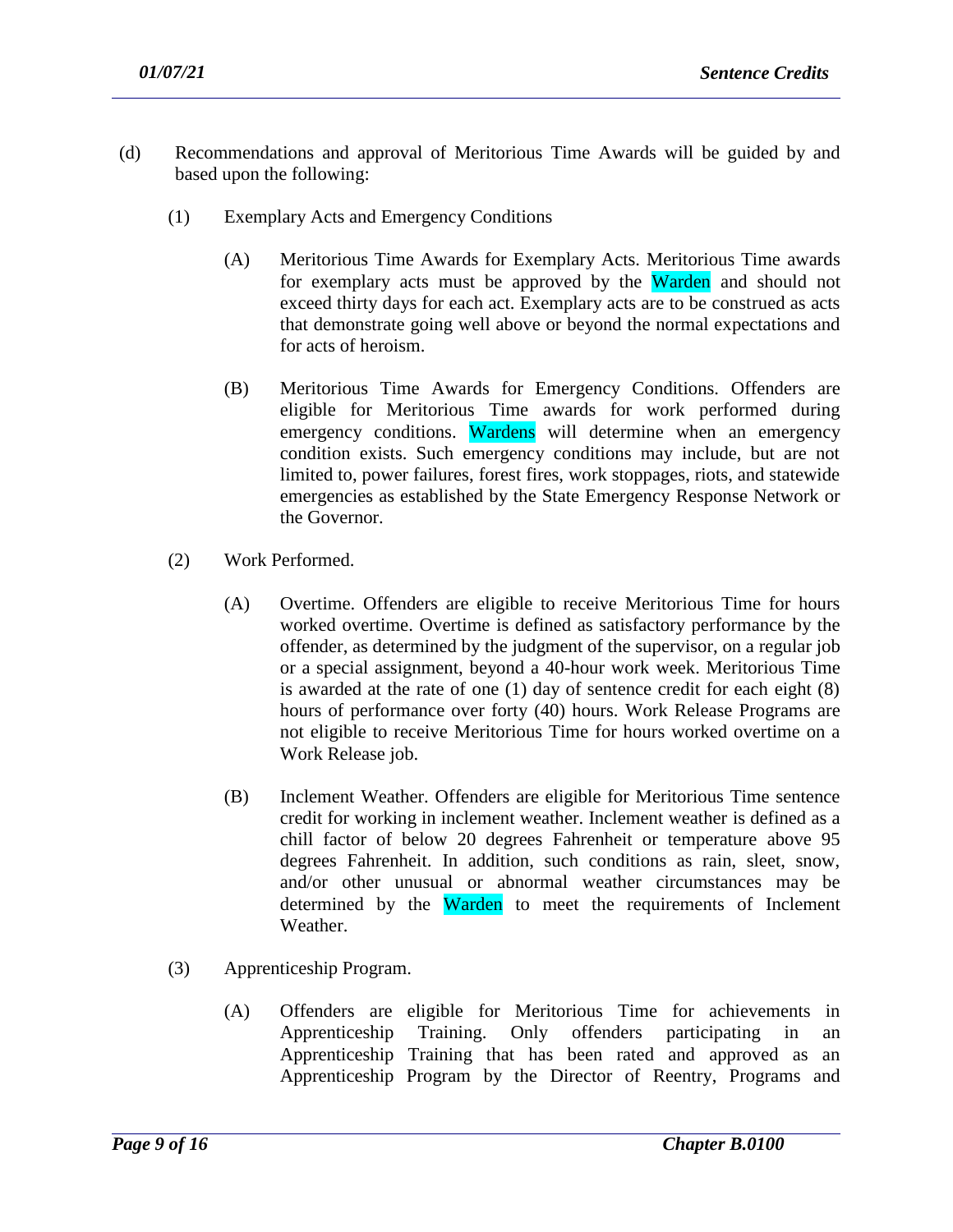(d) Recommendations and approval of Meritorious Time Awards will be guided by and based upon the following:

(1) Exemplary Acts and Emergency Conditions

(A) Meritorious Time Awards for Exemplary Acts. Meritorious Time awards for exemplary acts must be approved by the Warden and should not exceed thirty days for each act. Exemplary acts are to be construed as acts that demonstrate going well above or beyond the normal expectations and for acts of heroism.

(B) Meritorious Time Awards for Emergency Conditions. Offenders are eligible for Meritorious Time awards for work performed during emergency conditions. Wardens will determine when an emergency condition exists. Such emergency conditions may include, but are not limited to, power failures, forest fires, work stoppages, riots, and statewide emergencies as established by the State Emergency Response Network or the Governor.

(2) Work Performed.

(A) Overtime. Offenders are eligible to receive Meritorious Time for hours worked overtime. Overtime is defined as satisfactory performance by the offender, as determined by the judgment of the supervisor, on a regular job or a special assignment, beyond a 40-hour work week. Meritorious Time is awarded at the rate of one (1) day of sentence credit for each eight (8) hours of performance over forty (40) hours. Work Release Programs are not eligible to receive Meritorious Time for hours worked overtime on a Work Release job.

(B) Inclement Weather. Offenders are eligible for Meritorious Time sentence credit for working in inclement weather. Inclement weather is defined as a chill factor of below 20 degrees Fahrenheit or temperature above 95 degrees Fahrenheit. In addition, such conditions as rain, sleet, snow, and/or other unusual or abnormal weather circumstances may be determined by the Warden to meet the requirements of Inclement Weather.

(3) Apprenticeship Program.

(A) Offenders are eligible for Meritorious Time for achievements in Apprenticeship Training. Only offenders participating in an Apprenticeship Training that has been rated and approved as an Apprenticeship Program by the Director of Reentry, Programs and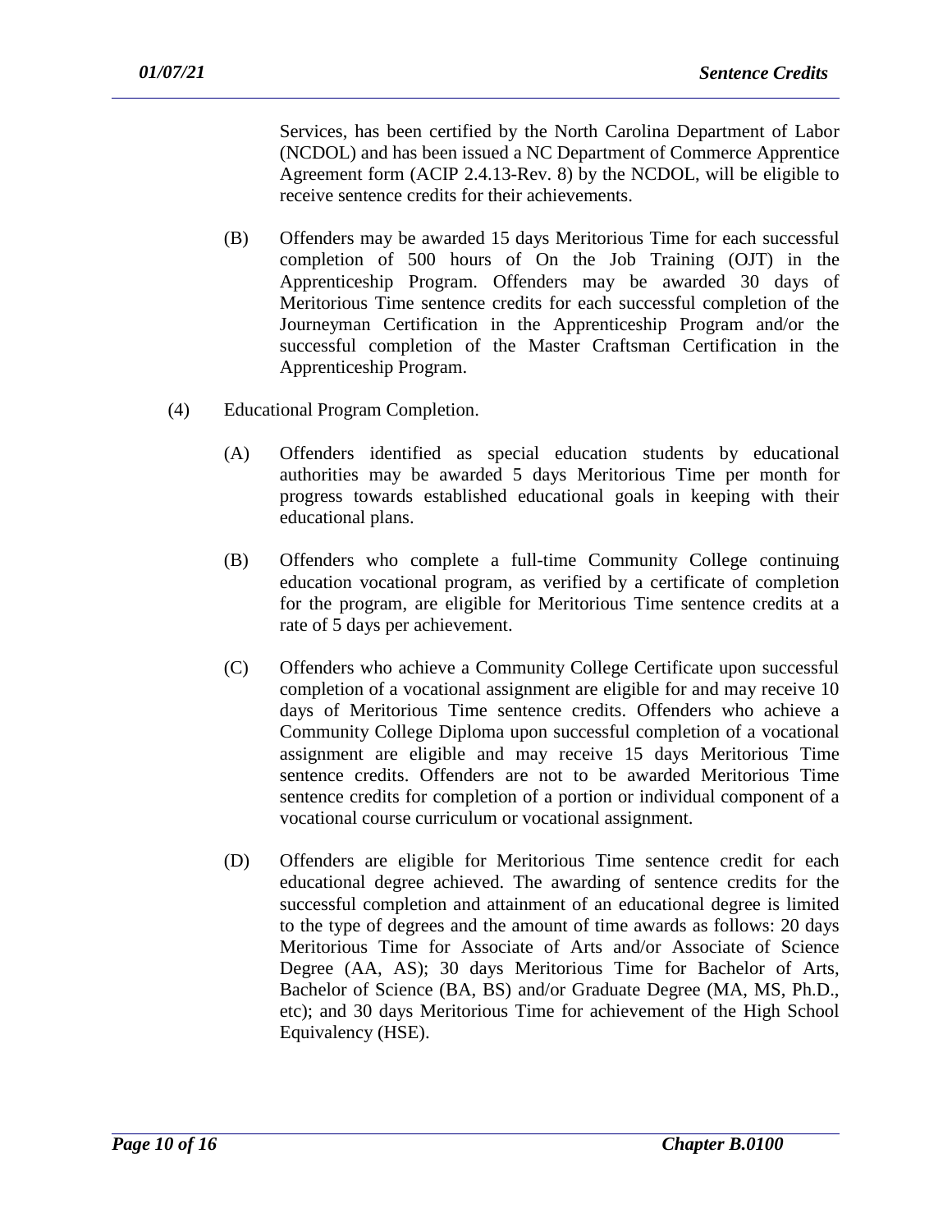Services, has been certified by the North Carolina Department of Labor (NCDOL) and has been issued a NC Department of Commerce Apprentice Agreement form (ACIP 2.4.13-Rev. 8) by the NCDOL, will be eligible to receive sentence credits for their achievements.

(B) Offenders may be awarded 15 days Meritorious Time for each successful completion of 500 hours of On the Job Training (OJT) in the Apprenticeship Program. Offenders may be awarded 30 days of Meritorious Time sentence credits for each successful completion of the Journeyman Certification in the Apprenticeship Program and/or the successful completion of the Master Craftsman Certification in the Apprenticeship Program.

(4) Educational Program Completion.

(A) Offenders identified as special education students by educational authorities may be awarded 5 days Meritorious Time per month for progress towards established educational goals in keeping with their educational plans.

(B) Offenders who complete a full-time Community College continuing education vocational program, as verified by a certificate of completion for the program, are eligible for Meritorious Time sentence credits at a rate of 5 days per achievement.

(C) Offenders who achieve a Community College Certificate upon successful completion of a vocational assignment are eligible for and may receive 10 days of Meritorious Time sentence credits. Offenders who achieve a Community College Diploma upon successful completion of a vocational assignment are eligible and may receive 15 days Meritorious Time sentence credits. Offenders are not to be awarded Meritorious Time sentence credits for completion of a portion or individual component of a vocational course curriculum or vocational assignment.

(D) Offenders are eligible for Meritorious Time sentence credit for each educational degree achieved. The awarding of sentence credits for the successful completion and attainment of an educational degree is limited to the type of degrees and the amount of time awards as follows: 20 days Meritorious Time for Associate of Arts and/or Associate of Science Degree (AA, AS); 30 days Meritorious Time for Bachelor of Arts, Bachelor of Science (BA, BS) and/or Graduate Degree (MA, MS, Ph.D., etc); and 30 days Meritorious Time for achievement of the High School Equivalency (HSE).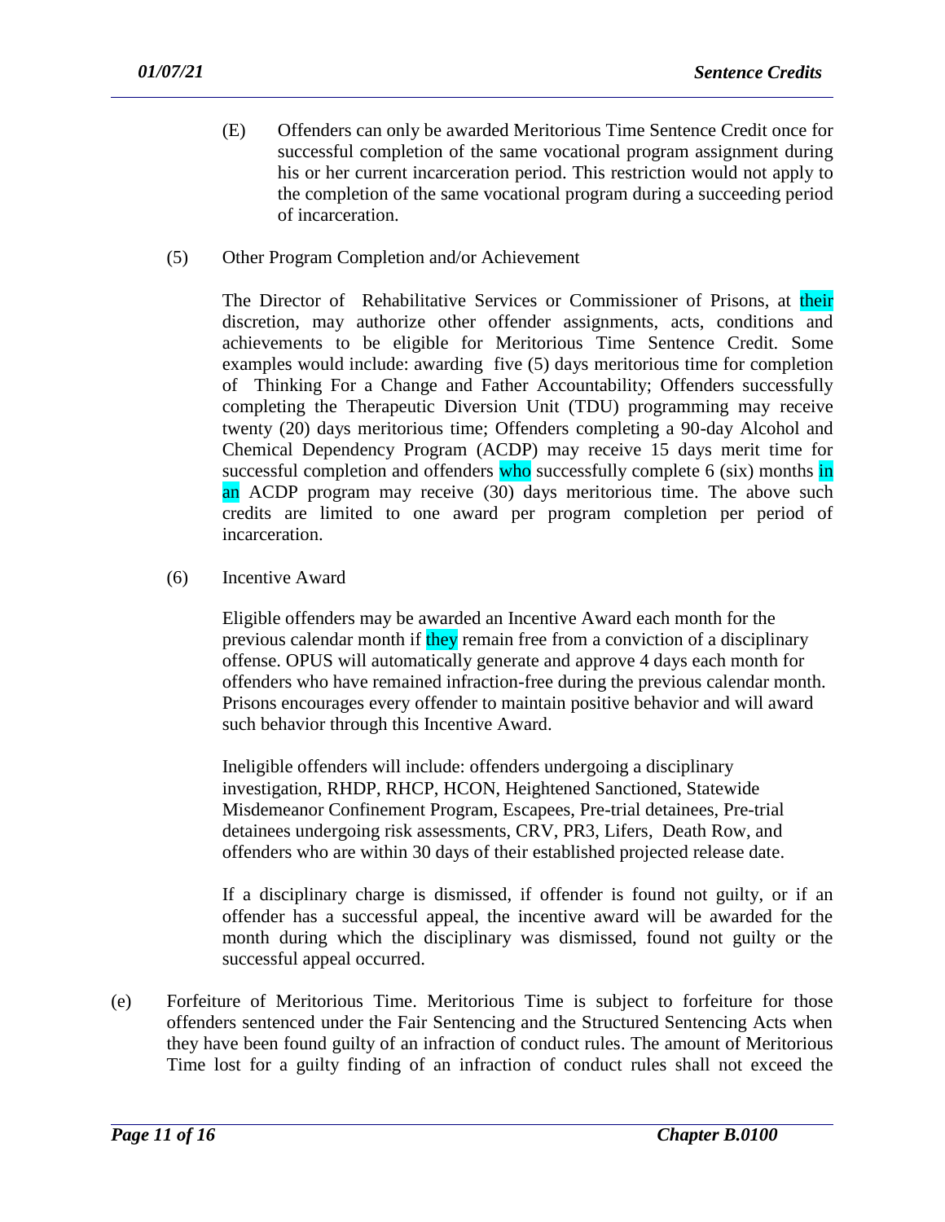(E) Offenders can only be awarded Meritorious Time Sentence Credit once for successful completion of the same vocational program assignment during his or her current incarceration period. This restriction would not apply to the completion of the same vocational program during a succeeding period of incarceration.

(5) Other Program Completion and/or Achievement

The Director of Rehabilitative Services or Commissioner of Prisons, at their discretion, may authorize other offender assignments, acts, conditions and achievements to be eligible for Meritorious Time Sentence Credit. Some examples would include: awarding five (5) days meritorious time for completion of Thinking For a Change and Father Accountability; Offenders successfully completing the Therapeutic Diversion Unit (TDU) programming may receive twenty (20) days meritorious time; Offenders completing a 90-day Alcohol and Chemical Dependency Program (ACDP) may receive 15 days merit time for successful completion and offenders who successfully complete 6 (six) months in an ACDP program may receive (30) days meritorious time. The above such credits are limited to one award per program completion per period of incarceration.

(6) Incentive Award

Eligible offenders may be awarded an Incentive Award each month for the previous calendar month if they remain free from a conviction of a disciplinary offense. OPUS will automatically generate and approve 4 days each month for offenders who have remained infraction-free during the previous calendar month. Prisons encourages every offender to maintain positive behavior and will award such behavior through this Incentive Award.

Ineligible offenders will include: offenders undergoing a disciplinary investigation, RHDP, RHCP, HCON, Heightened Sanctioned, Statewide Misdemeanor Confinement Program, Escapees, Pre-trial detainees, Pre-trial detainees undergoing risk assessments, CRV, PR3, Lifers, Death Row, and offenders who are within 30 days of their established projected release date.

If a disciplinary charge is dismissed, if offender is found not guilty, or if an offender has a successful appeal, the incentive award will be awarded for the month during which the disciplinary was dismissed, found not guilty or the successful appeal occurred.

(e) Forfeiture of Meritorious Time. Meritorious Time is subject to forfeiture for those offenders sentenced under the Fair Sentencing and the Structured Sentencing Acts when they have been found guilty of an infraction of conduct rules. The amount of Meritorious Time lost for a guilty finding of an infraction of conduct rules shall not exceed the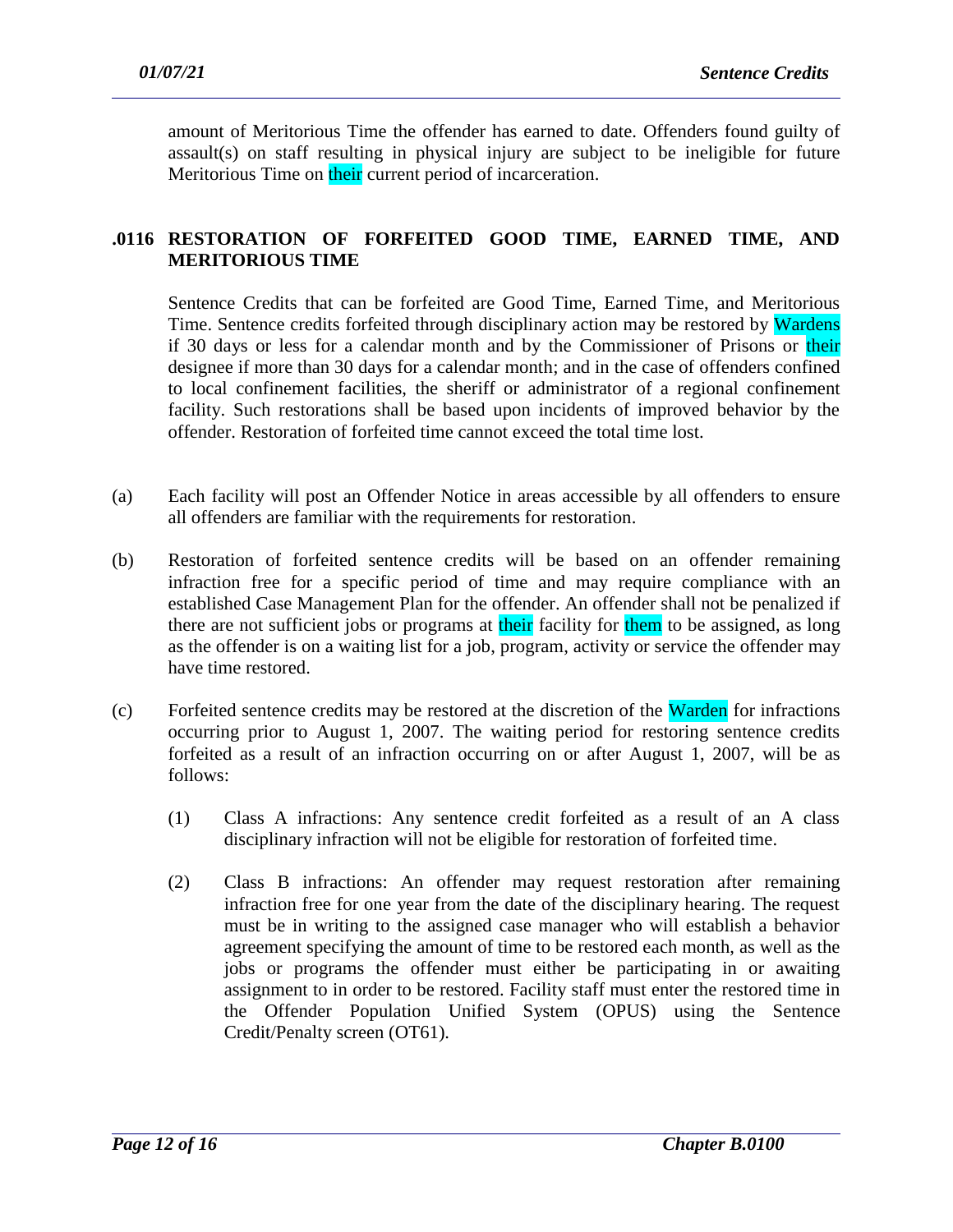amount of Meritorious Time the offender has earned to date. Offenders found guilty of assault(s) on staff resulting in physical injury are subject to be ineligible for future Meritorious Time on their current period of incarceration.

## .0116 RESTORATION OF FORFEITED GOOD TIME, EARNED TIME, AND MERITORIOUS TIME

Sentence Credits that can be forfeited are Good Time, Earned Time, and Meritorious Time. Sentence credits forfeited through disciplinary action may be restored by Wardens if 30 days or less for a calendar month and by the Commissioner of Prisons or their designee if more than 30 days for a calendar month; and in the case of offenders confined to local confinement facilities, the sheriff or administrator of a regional confinement facility. Such restorations shall be based upon incidents of improved behavior by the offender. Restoration of forfeited time cannot exceed the total time lost.

(a) Each facility will post an Offender Notice in areas accessible by all offenders to ensure all offenders are familiar with the requirements for restoration.

(b) Restoration of forfeited sentence credits will be based on an offender remaining infraction free for a specific period of time and may require compliance with an established Case Management Plan for the offender. An offender shall not be penalized if there are not sufficient jobs or programs at their facility for them to be assigned, as long as the offender is on a waiting list for a job, program, activity or service the offender may have time restored.

(c) Forfeited sentence credits may be restored at the discretion of the Warden for infractions occurring prior to August 1, 2007. The waiting period for restoring sentence credits forfeited as a result of an infraction occurring on or after August 1, 2007, will be as follows:

   (1) Class A infractions: Any sentence credit forfeited as a result of an A class disciplinary infraction will not be eligible for restoration of forfeited time.

   (2) Class B infractions: An offender may request restoration after remaining infraction free for one year from the date of the disciplinary hearing. The request must be in writing to the assigned case manager who will establish a behavior agreement specifying the amount of time to be restored each month, as well as the jobs or programs the offender must either be participating in or awaiting assignment to in order to be restored. Facility staff must enter the restored time in the Offender Population Unified System (OPUS) using the Sentence Credit/Penalty screen (OT61).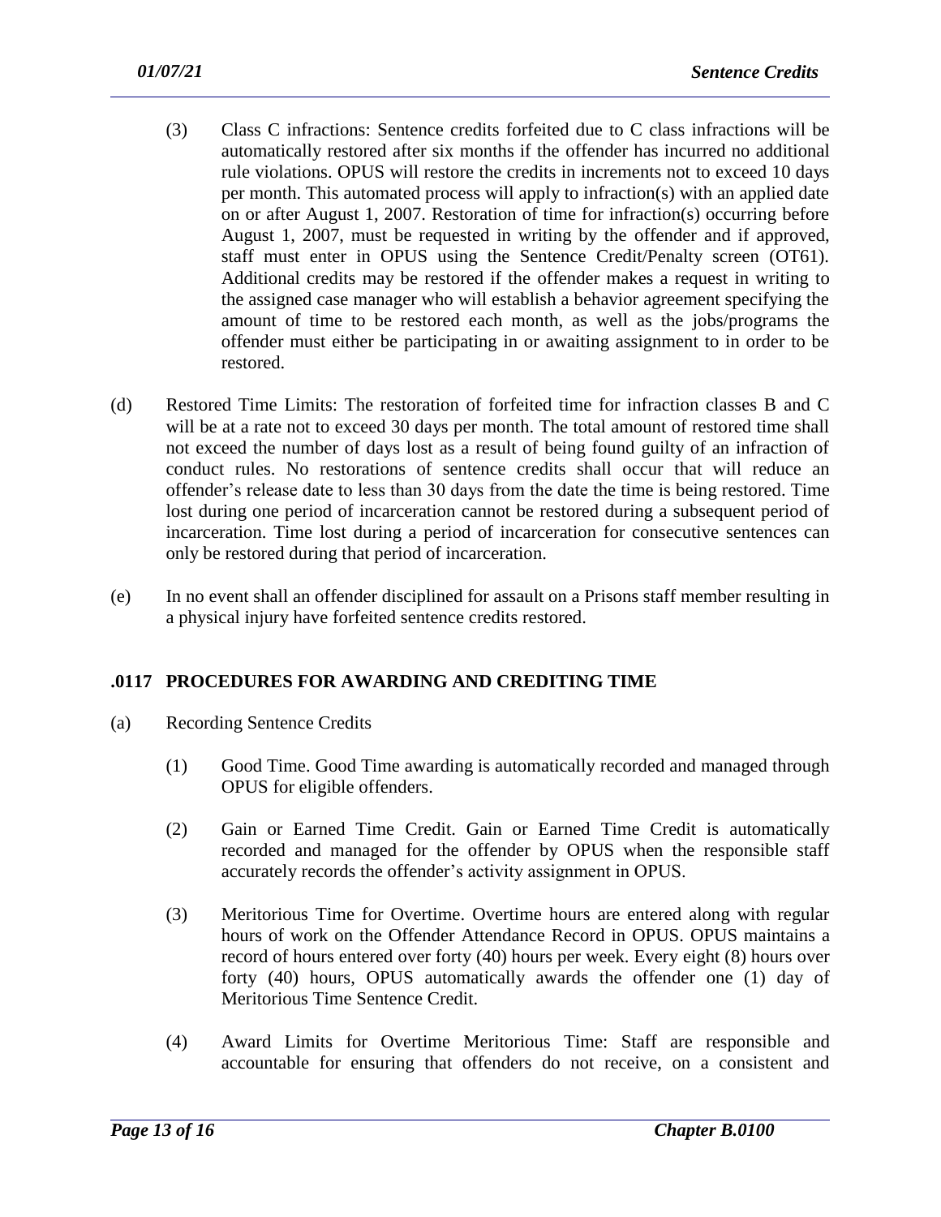(3) Class C infractions: Sentence credits forfeited due to C class infractions will be automatically restored after six months if the offender has incurred no additional rule violations. OPUS will restore the credits in increments not to exceed 10 days per month. This automated process will apply to infraction(s) with an applied date on or after August 1, 2007. Restoration of time for infraction(s) occurring before August 1, 2007, must be requested in writing by the offender and if approved, staff must enter in OPUS using the Sentence Credit/Penalty screen (OT61). Additional credits may be restored if the offender makes a request in writing to the assigned case manager who will establish a behavior agreement specifying the amount of time to be restored each month, as well as the jobs/programs the offender must either be participating in or awaiting assignment to in order to be restored.

(d) Restored Time Limits: The restoration of forfeited time for infraction classes B and C will be at a rate not to exceed 30 days per month. The total amount of restored time shall not exceed the number of days lost as a result of being found guilty of an infraction of conduct rules. No restorations of sentence credits shall occur that will reduce an offender's release date to less than 30 days from the date the time is being restored. Time lost during one period of incarceration cannot be restored during a subsequent period of incarceration. Time lost during a period of incarceration for consecutive sentences can only be restored during that period of incarceration.

(e) In no event shall an offender disciplined for assault on a Prisons staff member resulting in a physical injury have forfeited sentence credits restored.

## .0117 PROCEDURES FOR AWARDING AND CREDITING TIME

(a) Recording Sentence Credits

(1) Good Time. Good Time awarding is automatically recorded and managed through OPUS for eligible offenders.

(2) Gain or Earned Time Credit. Gain or Earned Time Credit is automatically recorded and managed for the offender by OPUS when the responsible staff accurately records the offender's activity assignment in OPUS.

(3) Meritorious Time for Overtime. Overtime hours are entered along with regular hours of work on the Offender Attendance Record in OPUS. OPUS maintains a record of hours entered over forty (40) hours per week. Every eight (8) hours over forty (40) hours, OPUS automatically awards the offender one (1) day of Meritorious Time Sentence Credit.

(4) Award Limits for Overtime Meritorious Time: Staff are responsible and accountable for ensuring that offenders do not receive, on a consistent and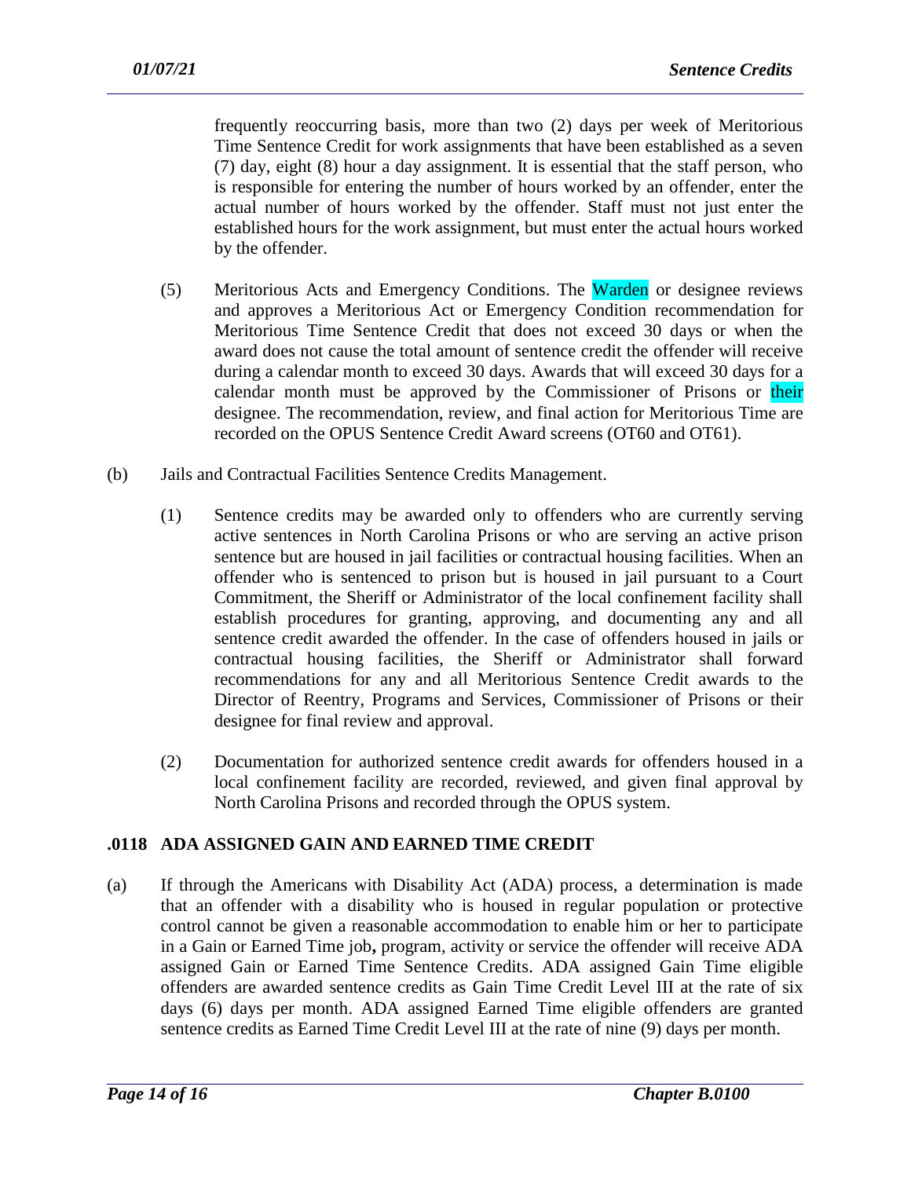frequently reoccurring basis, more than two (2) days per week of Meritorious Time Sentence Credit for work assignments that have been established as a seven (7) day, eight (8) hour a day assignment. It is essential that the staff person, who is responsible for entering the number of hours worked by an offender, enter the actual number of hours worked by the offender. Staff must not just enter the established hours for the work assignment, but must enter the actual hours worked by the offender.

(5) Meritorious Acts and Emergency Conditions. The Warden or designee reviews and approves a Meritorious Act or Emergency Condition recommendation for Meritorious Time Sentence Credit that does not exceed 30 days or when the award does not cause the total amount of sentence credit the offender will receive during a calendar month to exceed 30 days. Awards that will exceed 30 days for a calendar month must be approved by the Commissioner of Prisons or their designee. The recommendation, review, and final action for Meritorious Time are recorded on the OPUS Sentence Credit Award screens (OT60 and OT61).

(b) Jails and Contractual Facilities Sentence Credits Management.

(1) Sentence credits may be awarded only to offenders who are currently serving active sentences in North Carolina Prisons or who are serving an active prison sentence but are housed in jail facilities or contractual housing facilities. When an offender who is sentenced to prison but is housed in jail pursuant to a Court Commitment, the Sheriff or Administrator of the local confinement facility shall establish procedures for granting, approving, and documenting any and all sentence credit awarded the offender. In the case of offenders housed in jails or contractual housing facilities, the Sheriff or Administrator shall forward recommendations for any and all Meritorious Sentence Credit awards to the Director of Reentry, Programs and Services, Commissioner of Prisons or their designee for final review and approval.

(2) Documentation for authorized sentence credit awards for offenders housed in a local confinement facility are recorded, reviewed, and given final approval by North Carolina Prisons and recorded through the OPUS system.

## .0118 ADA ASSIGNED GAIN AND EARNED TIME CREDIT

(a) If through the Americans with Disability Act (ADA) process, a determination is made that an offender with a disability who is housed in regular population or protective control cannot be given a reasonable accommodation to enable him or her to participate in a Gain or Earned Time job**,** program, activity or service the offender will receive ADA assigned Gain or Earned Time Sentence Credits. ADA assigned Gain Time eligible offenders are awarded sentence credits as Gain Time Credit Level III at the rate of six days (6) days per month. ADA assigned Earned Time eligible offenders are granted sentence credits as Earned Time Credit Level III at the rate of nine (9) days per month.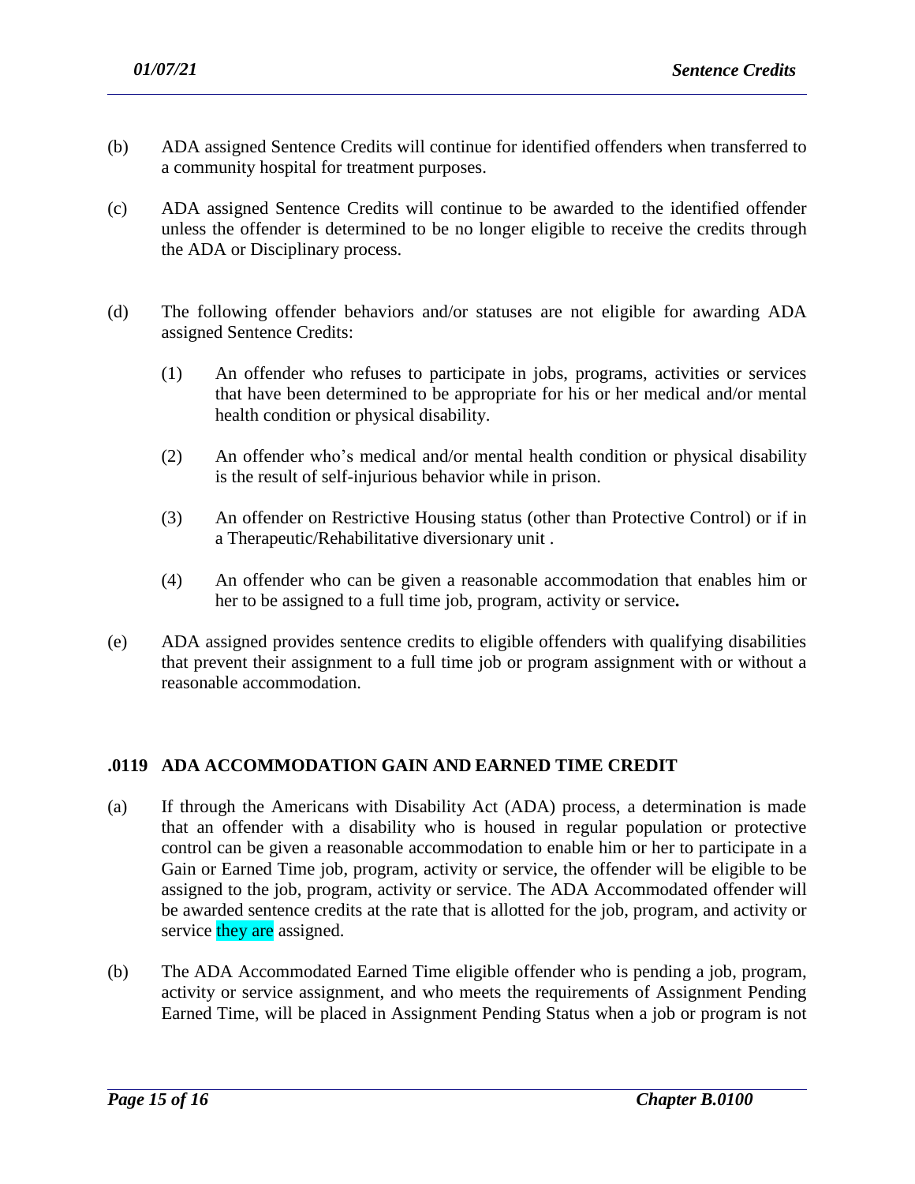(b) ADA assigned Sentence Credits will continue for identified offenders when transferred to a community hospital for treatment purposes.

(c) ADA assigned Sentence Credits will continue to be awarded to the identified offender unless the offender is determined to be no longer eligible to receive the credits through the ADA or Disciplinary process.

(d) The following offender behaviors and/or statuses are not eligible for awarding ADA assigned Sentence Credits:

(1) An offender who refuses to participate in jobs, programs, activities or services that have been determined to be appropriate for his or her medical and/or mental health condition or physical disability.

(2) An offender who's medical and/or mental health condition or physical disability is the result of self-injurious behavior while in prison.

(3) An offender on Restrictive Housing status (other than Protective Control) or if in a Therapeutic/Rehabilitative diversionary unit .

(4) An offender who can be given a reasonable accommodation that enables him or her to be assigned to a full time job, program, activity or service**.**

(e) ADA assigned provides sentence credits to eligible offenders with qualifying disabilities that prevent their assignment to a full time job or program assignment with or without a reasonable accommodation.

## .0119 ADA ACCOMMODATION GAIN AND EARNED TIME CREDIT

(a) If through the Americans with Disability Act (ADA) process, a determination is made that an offender with a disability who is housed in regular population or protective control can be given a reasonable accommodation to enable him or her to participate in a Gain or Earned Time job, program, activity or service, the offender will be eligible to be assigned to the job, program, activity or service. The ADA Accommodated offender will be awarded sentence credits at the rate that is allotted for the job, program, and activity or service they are assigned.

(b) The ADA Accommodated Earned Time eligible offender who is pending a job, program, activity or service assignment, and who meets the requirements of Assignment Pending Earned Time, will be placed in Assignment Pending Status when a job or program is not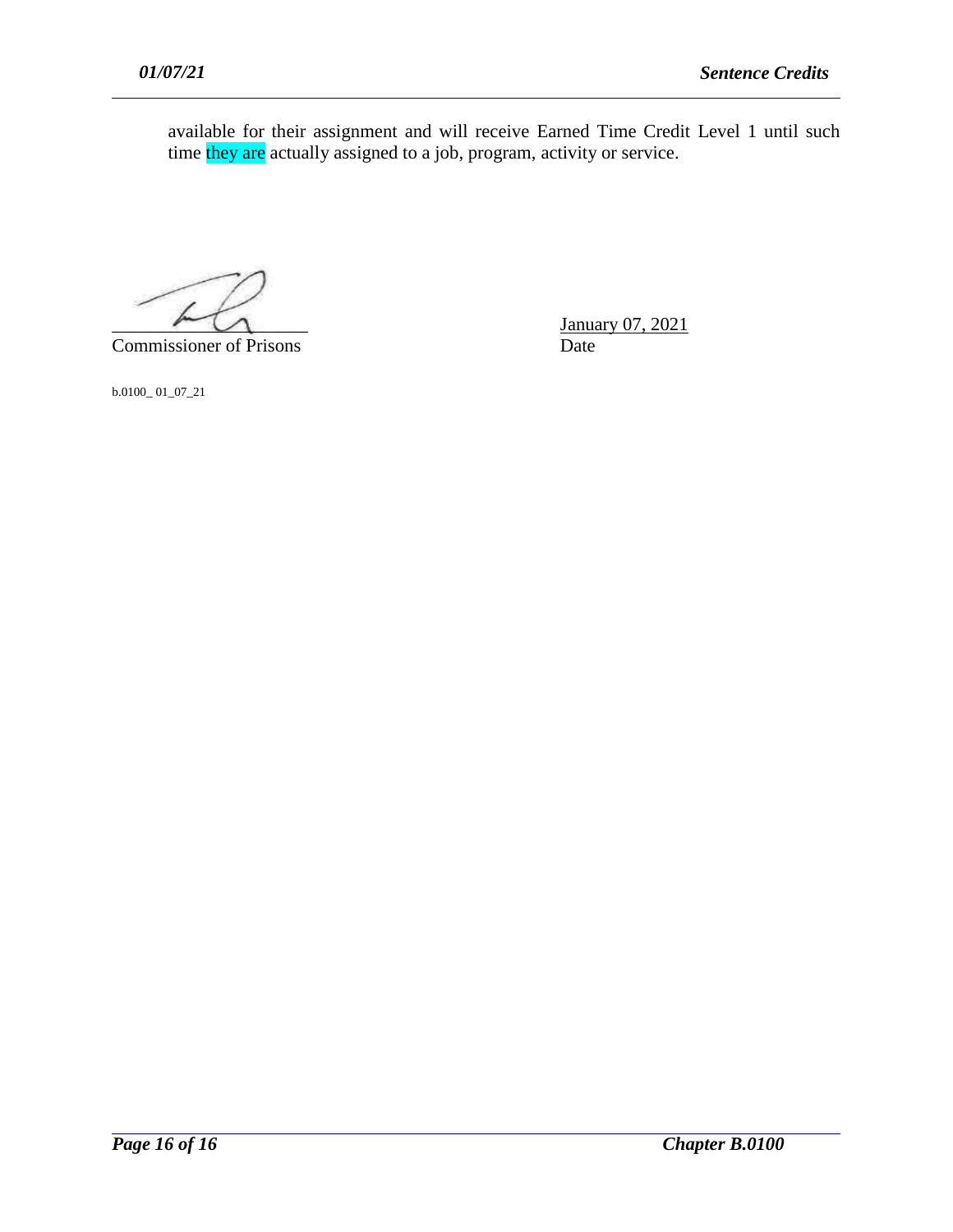available for their assignment and will receive Earned Time Credit Level 1 until such time they are actually assigned to a job, program, activity or service.

Commissioner of Prisons

January 07, 2021
Date

b.0100_ 01_07_21